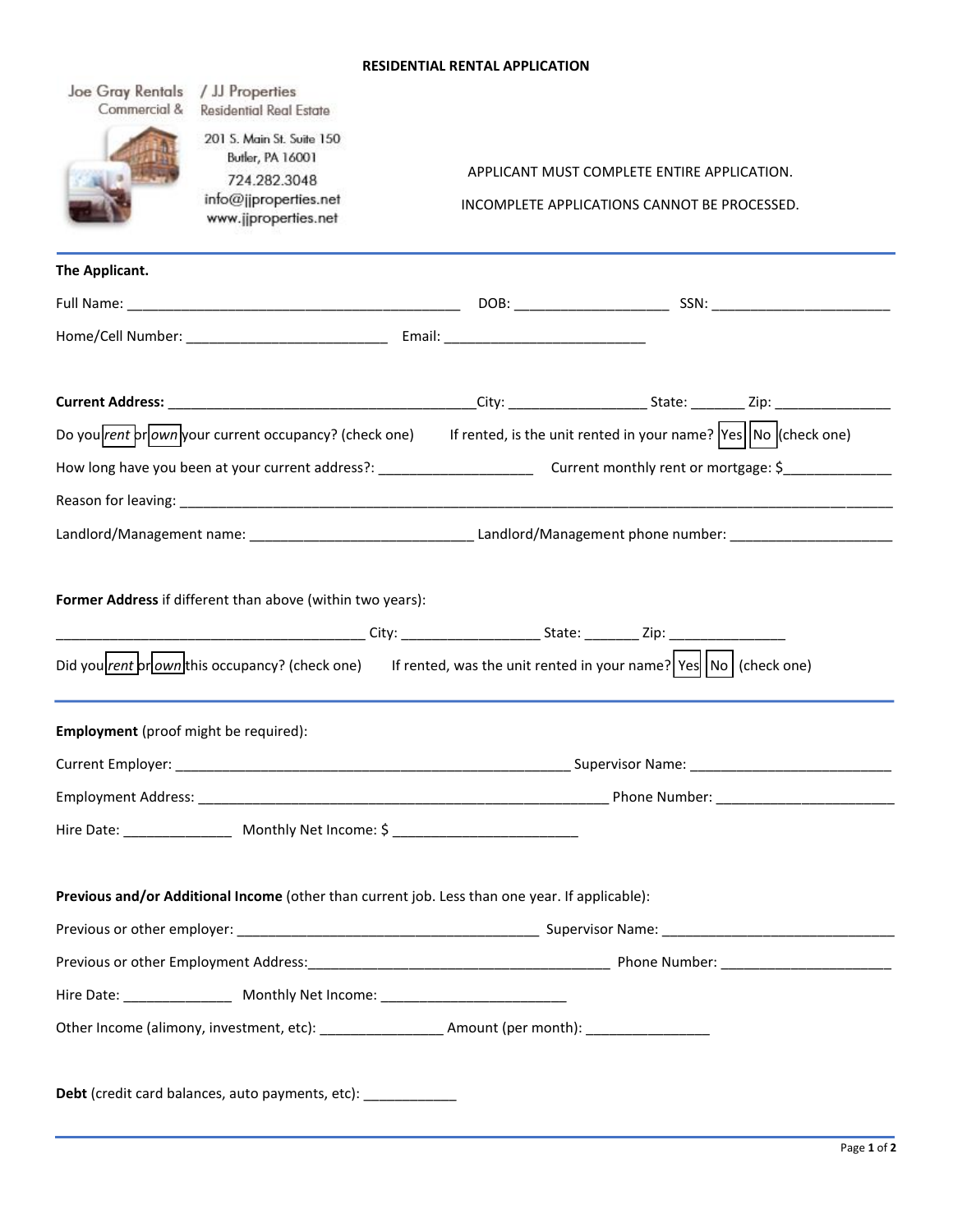# RESIDENTIAL RENTAL APPLICATION

Joe Gray Rentals / JJ Properties
Commercial & Residential Real Estate

201 S. Main St. Suite 150
Butler, PA 16001
724.282.3048
info@jjproperties.net
www.jjproperties.net

APPLICANT MUST COMPLETE ENTIRE APPLICATION.

INCOMPLETE APPLICATIONS CANNOT BE PROCESSED.

---

**The Applicant.**

Full Name: _____________________________________________ DOB: ____________________ SSN: ________________________

Home/Cell Number: ___________________________ Email: ___________________________

**Current Address:** _________________________________________City: __________________ State: _______ Zip: _______________

Do you [rent] or [own] your current occupancy? (check one)  If rented, is the unit rented in your name? [Yes] [No] (check one)

How long have you been at your current address?: ____________________ Current monthly rent or mortgage: $______________

Reason for leaving: _______________________________________________________________________________________________

Landlord/Management name: ______________________________ Landlord/Management phone number: ______________________

**Former Address** if different than above (within two years):

_________________________________________ City: __________________ State: _______ Zip: _______________

Did you [rent] or [own] this occupancy? (check one)  If rented, was the unit rented in your name? [Yes] [No] (check one)

---

**Employment** (proof might be required):

Current Employer: _____________________________________________________ Supervisor Name: ___________________________

Employment Address: _______________________________________________________ Phone Number: ________________________

Hire Date: ______________ Monthly Net Income: $ _________________________

**Previous and/or Additional Income** (other than current job. Less than one year. If applicable):

Previous or other employer: ________________________________________ Supervisor Name: _______________________________

Previous or other Employment Address:________________________________________ Phone Number: ______________________

Hire Date: ______________ Monthly Net Income: _________________________

Other Income (alimony, investment, etc): ________________ Amount (per month): ________________

**Debt** (credit card balances, auto payments, etc): ____________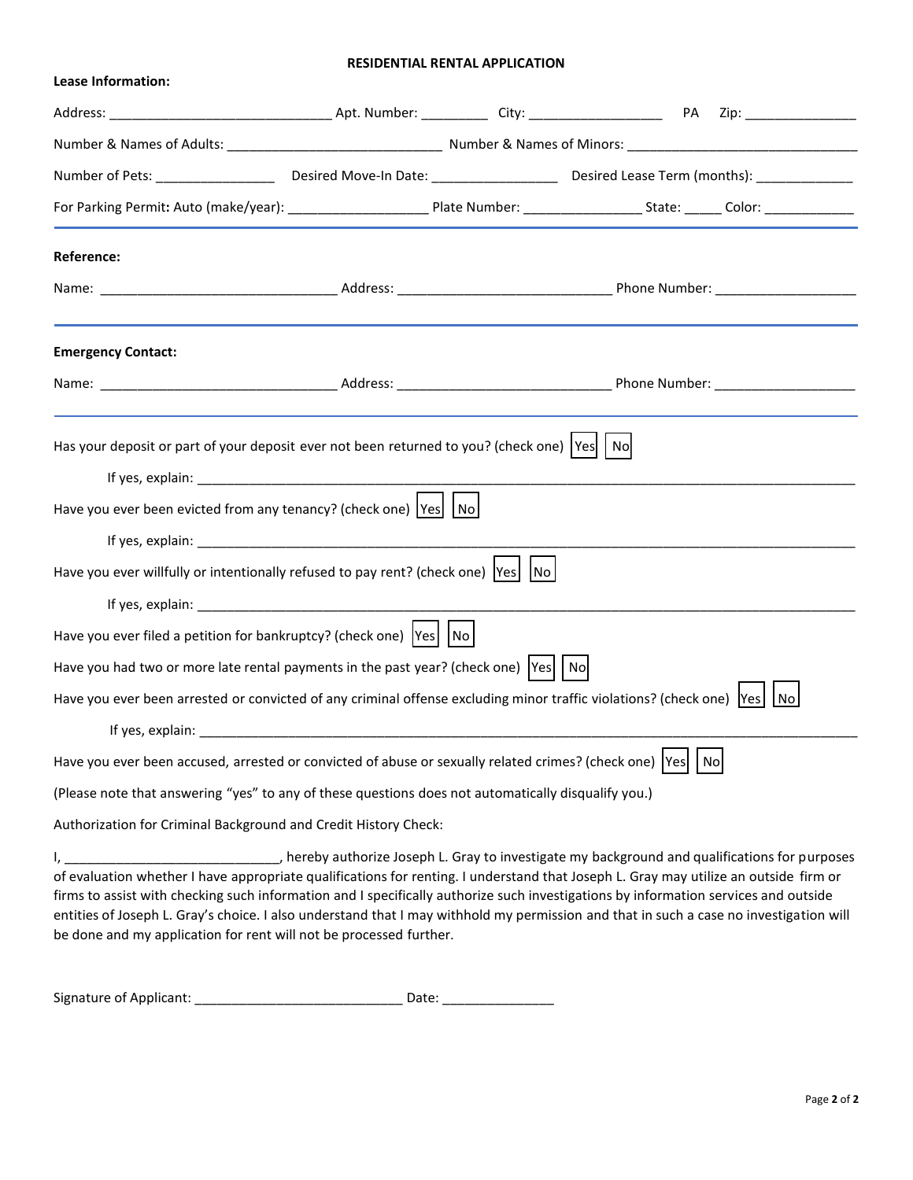**RESIDENTIAL RENTAL APPLICATION**

**Lease Information:**

Address: ______________________________ Apt. Number: _________ City: __________________ PA Zip: _______________

Number & Names of Adults: _____________________________ Number & Names of Minors: _______________________________

Number of Pets: ________________ Desired Move-In Date: _________________ Desired Lease Term (months): _____________

For Parking Permit**:** Auto (make/year): ___________________ Plate Number: ________________ State: _____ Color: ____________

---

**Reference:**

Name: _______________________________ Address: ____________________________ Phone Number: ___________________

---

**Emergency Contact:**

Name: _______________________________ Address: ____________________________ Phone Number: ___________________

---

Has your deposit or part of your deposit ever not been returned to you? (check one) Yes No

If yes, explain: ___________________________________________________________________________________________

Have you ever been evicted from any tenancy? (check one) Yes No

If yes, explain: ___________________________________________________________________________________________

Have you ever willfully or intentionally refused to pay rent? (check one) Yes No

If yes, explain: ___________________________________________________________________________________________

Have you ever filed a petition for bankruptcy? (check one) Yes No

Have you had two or more late rental payments in the past year? (check one) Yes No

Have you ever been arrested or convicted of any criminal offense excluding minor traffic violations? (check one) Yes No

If yes, explain: ___________________________________________________________________________________________

Have you ever been accused, arrested or convicted of abuse or sexually related crimes? (check one) Yes No

(Please note that answering "yes" to any of these questions does not automatically disqualify you.)

Authorization for Criminal Background and Credit History Check:

I, ____________________________, hereby authorize Joseph L. Gray to investigate my background and qualifications for purposes of evaluation whether I have appropriate qualifications for renting. I understand that Joseph L. Gray may utilize an outside firm or firms to assist with checking such information and I specifically authorize such investigations by information services and outside entities of Joseph L. Gray's choice. I also understand that I may withhold my permission and that in such a case no investigation will be done and my application for rent will not be processed further.

Signature of Applicant: ___________________________ Date: _______________